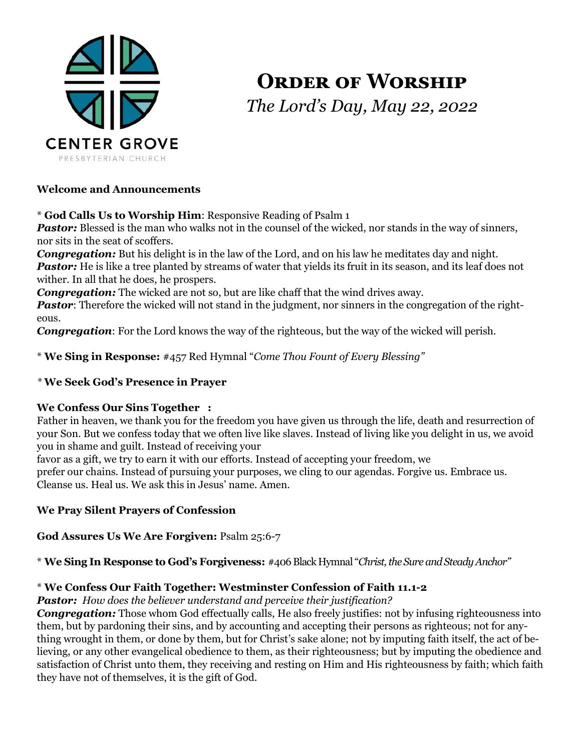CENTER GROVE
PRESBYTERIAN CHURCH

# Order of Worship

*The Lord's Day, May 22, 2022*

**Welcome and Announcements**

* **God Calls Us to Worship Him**: Responsive Reading of Psalm 1

***Pastor:*** Blessed is the man who walks not in the counsel of the wicked, nor stands in the way of sinners, nor sits in the seat of scoffers.

***Congregation:*** But his delight is in the law of the Lord, and on his law he meditates day and night.

***Pastor:*** He is like a tree planted by streams of water that yields its fruit in its season, and its leaf does not wither. In all that he does, he prospers.

***Congregation:*** The wicked are not so, but are like chaff that the wind drives away.

***Pastor***: Therefore the wicked will not stand in the judgment, nor sinners in the congregation of the righteous.

***Congregation***: For the Lord knows the way of the righteous, but the way of the wicked will perish.

* **We Sing in Response:** #457 Red Hymnal "*Come Thou Fount of Every Blessing"*

* **We Seek God's Presence in Prayer**

**We Confess Our Sins Together :**

Father in heaven, we thank you for the freedom you have given us through the life, death and resurrection of your Son. But we confess today that we often live like slaves. Instead of living like you delight in us, we avoid you in shame and guilt. Instead of receiving your favor as a gift, we try to earn it with our efforts. Instead of accepting your freedom, we prefer our chains. Instead of pursuing your purposes, we cling to our agendas. Forgive us. Embrace us. Cleanse us. Heal us. We ask this in Jesus' name. Amen.

**We Pray Silent Prayers of Confession**

**God Assures Us We Are Forgiven:** Psalm 25:6-7

* **We Sing In Response to God's Forgiveness:** #406 Black Hymnal "*Christ, the Sure and Steady Anchor"*

* **We Confess Our Faith Together: Westminster Confession of Faith 11.1-2**

***Pastor:*** *How does the believer understand and perceive their justification?*

***Congregation:*** Those whom God effectually calls, He also freely justifies: not by infusing righteousness into them, but by pardoning their sins, and by accounting and accepting their persons as righteous; not for anything wrought in them, or done by them, but for Christ's sake alone; not by imputing faith itself, the act of believing, or any other evangelical obedience to them, as their righteousness; but by imputing the obedience and satisfaction of Christ unto them, they receiving and resting on Him and His righteousness by faith; which faith they have not of themselves, it is the gift of God.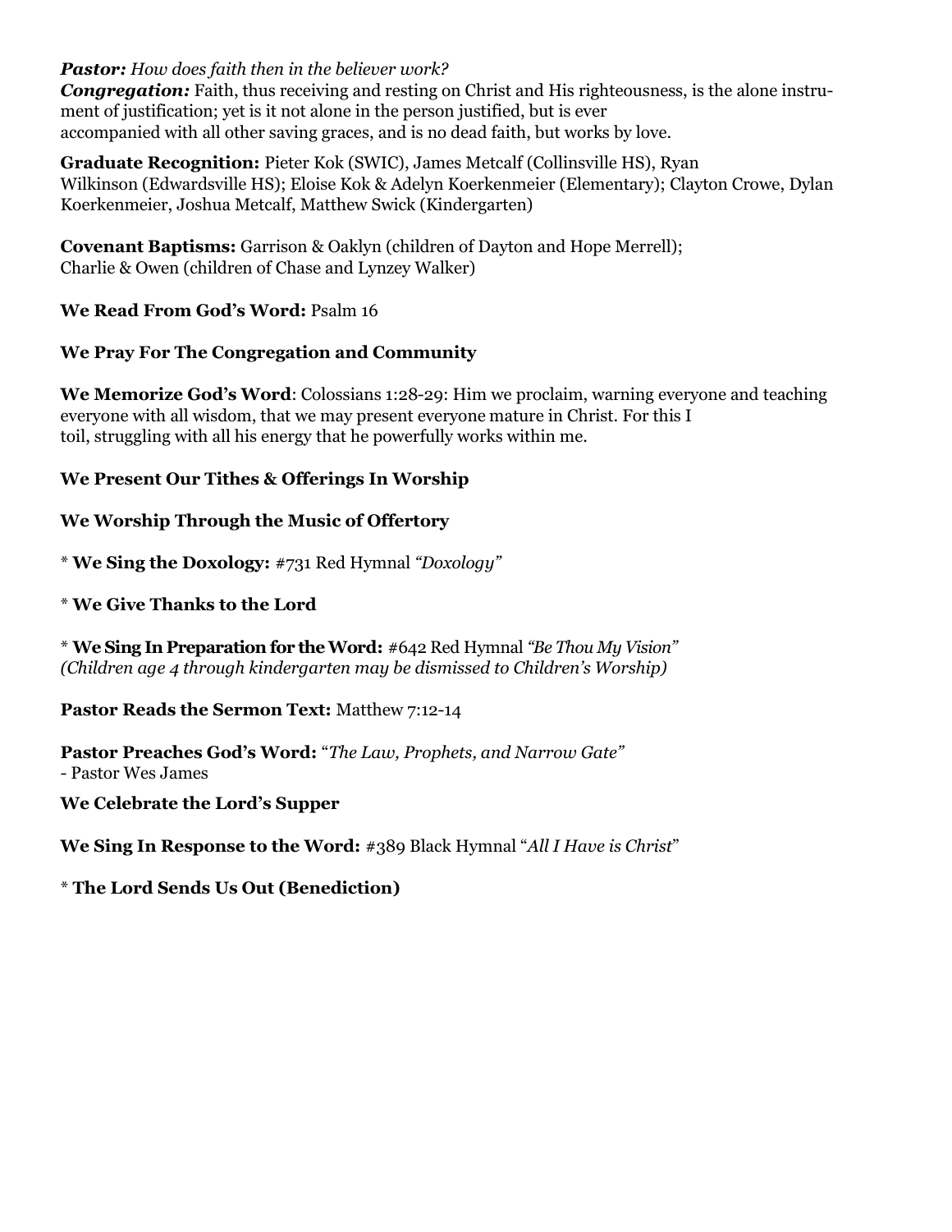***Pastor:*** *How does faith then in the believer work?*
***Congregation:*** Faith, thus receiving and resting on Christ and His righteousness, is the alone instrument of justification; yet is it not alone in the person justified, but is ever accompanied with all other saving graces, and is no dead faith, but works by love.

**Graduate Recognition:** Pieter Kok (SWIC), James Metcalf (Collinsville HS), Ryan Wilkinson (Edwardsville HS); Eloise Kok & Adelyn Koerkenmeier (Elementary); Clayton Crowe, Dylan Koerkenmeier, Joshua Metcalf, Matthew Swick (Kindergarten)

**Covenant Baptisms:** Garrison & Oaklyn (children of Dayton and Hope Merrell); Charlie & Owen (children of Chase and Lynzey Walker)

**We Read From God's Word:** Psalm 16

**We Pray For The Congregation and Community**

**We Memorize God's Word**: Colossians 1:28-29: Him we proclaim, warning everyone and teaching everyone with all wisdom, that we may present everyone mature in Christ. For this I toil, struggling with all his energy that he powerfully works within me.

**We Present Our Tithes & Offerings In Worship**

**We Worship Through the Music of Offertory**

\* **We Sing the Doxology:** #731 Red Hymnal *"Doxology"*

\* **We Give Thanks to the Lord**

\* **We Sing In Preparation for the Word:** #642 Red Hymnal *"Be Thou My Vision"*
*(Children age 4 through kindergarten may be dismissed to Children's Worship)*

**Pastor Reads the Sermon Text:** Matthew 7:12-14

**Pastor Preaches God's Word:** "*The Law, Prophets, and Narrow Gate"*
- Pastor Wes James

**We Celebrate the Lord's Supper**

**We Sing In Response to the Word:** #389 Black Hymnal "*All I Have is Christ*"

\* **The Lord Sends Us Out (Benediction)**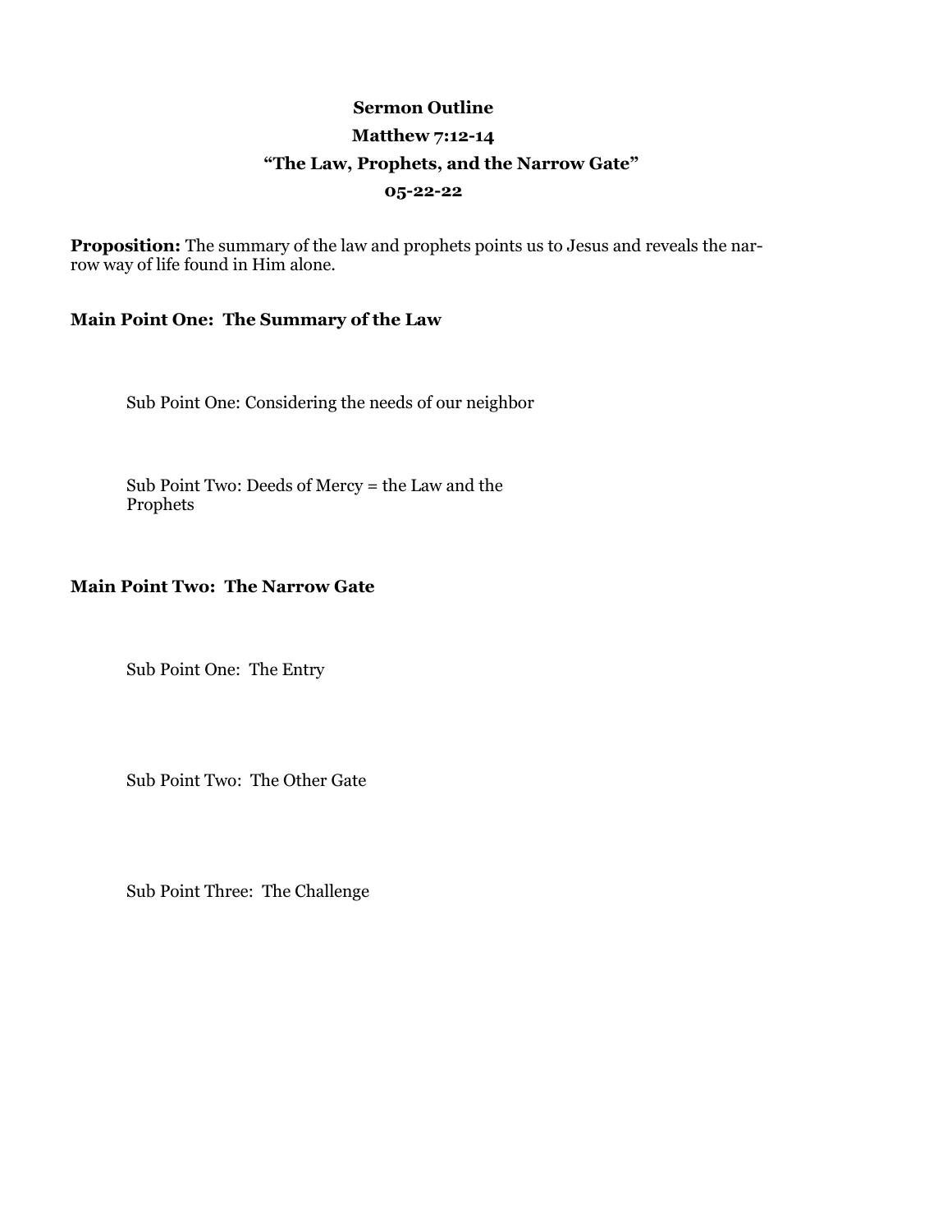# Sermon Outline

## Matthew 7:12-14

## "The Law, Prophets, and the Narrow Gate"

## 05-22-22

**Proposition:** The summary of the law and prophets points us to Jesus and reveals the narrow way of life found in Him alone.

### Main Point One: The Summary of the Law

Sub Point One: Considering the needs of our neighbor

Sub Point Two: Deeds of Mercy = the Law and the Prophets

### Main Point Two: The Narrow Gate

Sub Point One: The Entry

Sub Point Two: The Other Gate

Sub Point Three: The Challenge